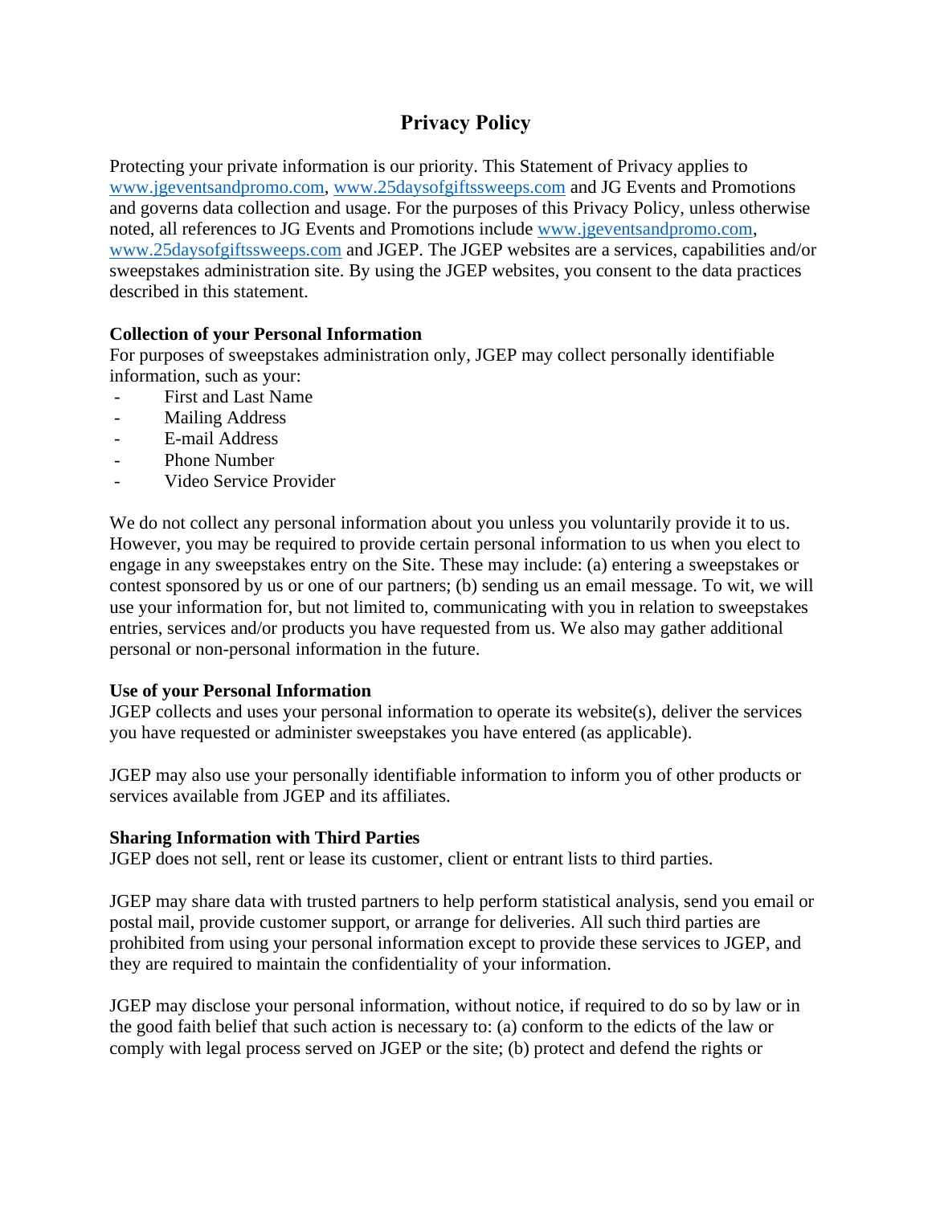# Privacy Policy

Protecting your private information is our priority. This Statement of Privacy applies to www.jgeventsandpromo.com, www.25daysofgiftssweeps.com and JG Events and Promotions and governs data collection and usage. For the purposes of this Privacy Policy, unless otherwise noted, all references to JG Events and Promotions include www.jgeventsandpromo.com, www.25daysofgiftssweeps.com and JGEP. The JGEP websites are a services, capabilities and/or sweepstakes administration site. By using the JGEP websites, you consent to the data practices described in this statement.

**Collection of your Personal Information**

For purposes of sweepstakes administration only, JGEP may collect personally identifiable information, such as your:

- First and Last Name
- Mailing Address
- E-mail Address
- Phone Number
- Video Service Provider

We do not collect any personal information about you unless you voluntarily provide it to us. However, you may be required to provide certain personal information to us when you elect to engage in any sweepstakes entry on the Site. These may include: (a) entering a sweepstakes or contest sponsored by us or one of our partners; (b) sending us an email message. To wit, we will use your information for, but not limited to, communicating with you in relation to sweepstakes entries, services and/or products you have requested from us. We also may gather additional personal or non-personal information in the future.

**Use of your Personal Information**

JGEP collects and uses your personal information to operate its website(s), deliver the services you have requested or administer sweepstakes you have entered (as applicable).

JGEP may also use your personally identifiable information to inform you of other products or services available from JGEP and its affiliates.

**Sharing Information with Third Parties**

JGEP does not sell, rent or lease its customer, client or entrant lists to third parties.

JGEP may share data with trusted partners to help perform statistical analysis, send you email or postal mail, provide customer support, or arrange for deliveries. All such third parties are prohibited from using your personal information except to provide these services to JGEP, and they are required to maintain the confidentiality of your information.

JGEP may disclose your personal information, without notice, if required to do so by law or in the good faith belief that such action is necessary to: (a) conform to the edicts of the law or comply with legal process served on JGEP or the site; (b) protect and defend the rights or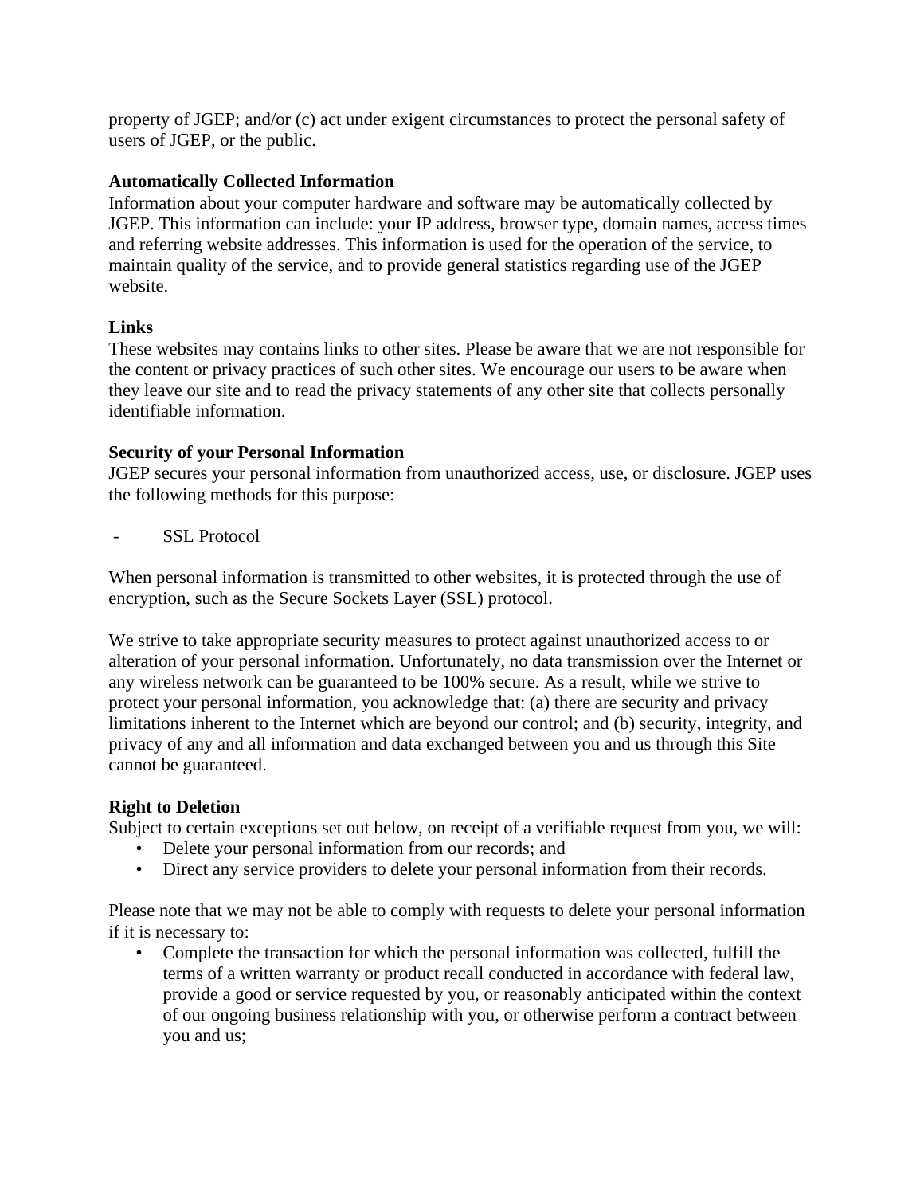property of JGEP; and/or (c) act under exigent circumstances to protect the personal safety of users of JGEP, or the public.

**Automatically Collected Information**
Information about your computer hardware and software may be automatically collected by JGEP. This information can include: your IP address, browser type, domain names, access times and referring website addresses. This information is used for the operation of the service, to maintain quality of the service, and to provide general statistics regarding use of the JGEP website.

**Links**
These websites may contains links to other sites. Please be aware that we are not responsible for the content or privacy practices of such other sites. We encourage our users to be aware when they leave our site and to read the privacy statements of any other site that collects personally identifiable information.

**Security of your Personal Information**
JGEP secures your personal information from unauthorized access, use, or disclosure. JGEP uses the following methods for this purpose:

- SSL Protocol

When personal information is transmitted to other websites, it is protected through the use of encryption, such as the Secure Sockets Layer (SSL) protocol.

We strive to take appropriate security measures to protect against unauthorized access to or alteration of your personal information. Unfortunately, no data transmission over the Internet or any wireless network can be guaranteed to be 100% secure. As a result, while we strive to protect your personal information, you acknowledge that: (a) there are security and privacy limitations inherent to the Internet which are beyond our control; and (b) security, integrity, and privacy of any and all information and data exchanged between you and us through this Site cannot be guaranteed.

**Right to Deletion**
Subject to certain exceptions set out below, on receipt of a verifiable request from you, we will:

- Delete your personal information from our records; and
- Direct any service providers to delete your personal information from their records.

Please note that we may not be able to comply with requests to delete your personal information if it is necessary to:

- Complete the transaction for which the personal information was collected, fulfill the terms of a written warranty or product recall conducted in accordance with federal law, provide a good or service requested by you, or reasonably anticipated within the context of our ongoing business relationship with you, or otherwise perform a contract between you and us;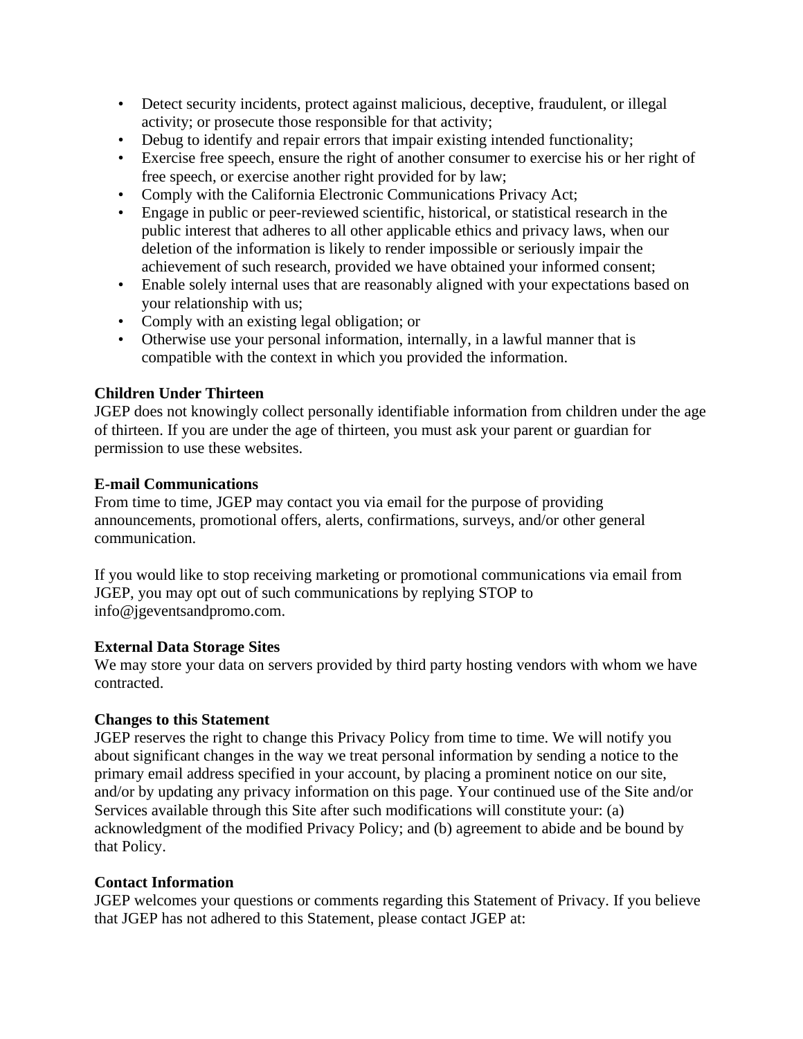- Detect security incidents, protect against malicious, deceptive, fraudulent, or illegal activity; or prosecute those responsible for that activity;
- Debug to identify and repair errors that impair existing intended functionality;
- Exercise free speech, ensure the right of another consumer to exercise his or her right of free speech, or exercise another right provided for by law;
- Comply with the California Electronic Communications Privacy Act;
- Engage in public or peer-reviewed scientific, historical, or statistical research in the public interest that adheres to all other applicable ethics and privacy laws, when our deletion of the information is likely to render impossible or seriously impair the achievement of such research, provided we have obtained your informed consent;
- Enable solely internal uses that are reasonably aligned with your expectations based on your relationship with us;
- Comply with an existing legal obligation; or
- Otherwise use your personal information, internally, in a lawful manner that is compatible with the context in which you provided the information.

**Children Under Thirteen**
JGEP does not knowingly collect personally identifiable information from children under the age of thirteen. If you are under the age of thirteen, you must ask your parent or guardian for permission to use these websites.

**E-mail Communications**
From time to time, JGEP may contact you via email for the purpose of providing announcements, promotional offers, alerts, confirmations, surveys, and/or other general communication.

If you would like to stop receiving marketing or promotional communications via email from JGEP, you may opt out of such communications by replying STOP to info@jgeventsandpromo.com.

**External Data Storage Sites**
We may store your data on servers provided by third party hosting vendors with whom we have contracted.

**Changes to this Statement**
JGEP reserves the right to change this Privacy Policy from time to time. We will notify you about significant changes in the way we treat personal information by sending a notice to the primary email address specified in your account, by placing a prominent notice on our site, and/or by updating any privacy information on this page. Your continued use of the Site and/or Services available through this Site after such modifications will constitute your: (a) acknowledgment of the modified Privacy Policy; and (b) agreement to abide and be bound by that Policy.

**Contact Information**
JGEP welcomes your questions or comments regarding this Statement of Privacy. If you believe that JGEP has not adhered to this Statement, please contact JGEP at: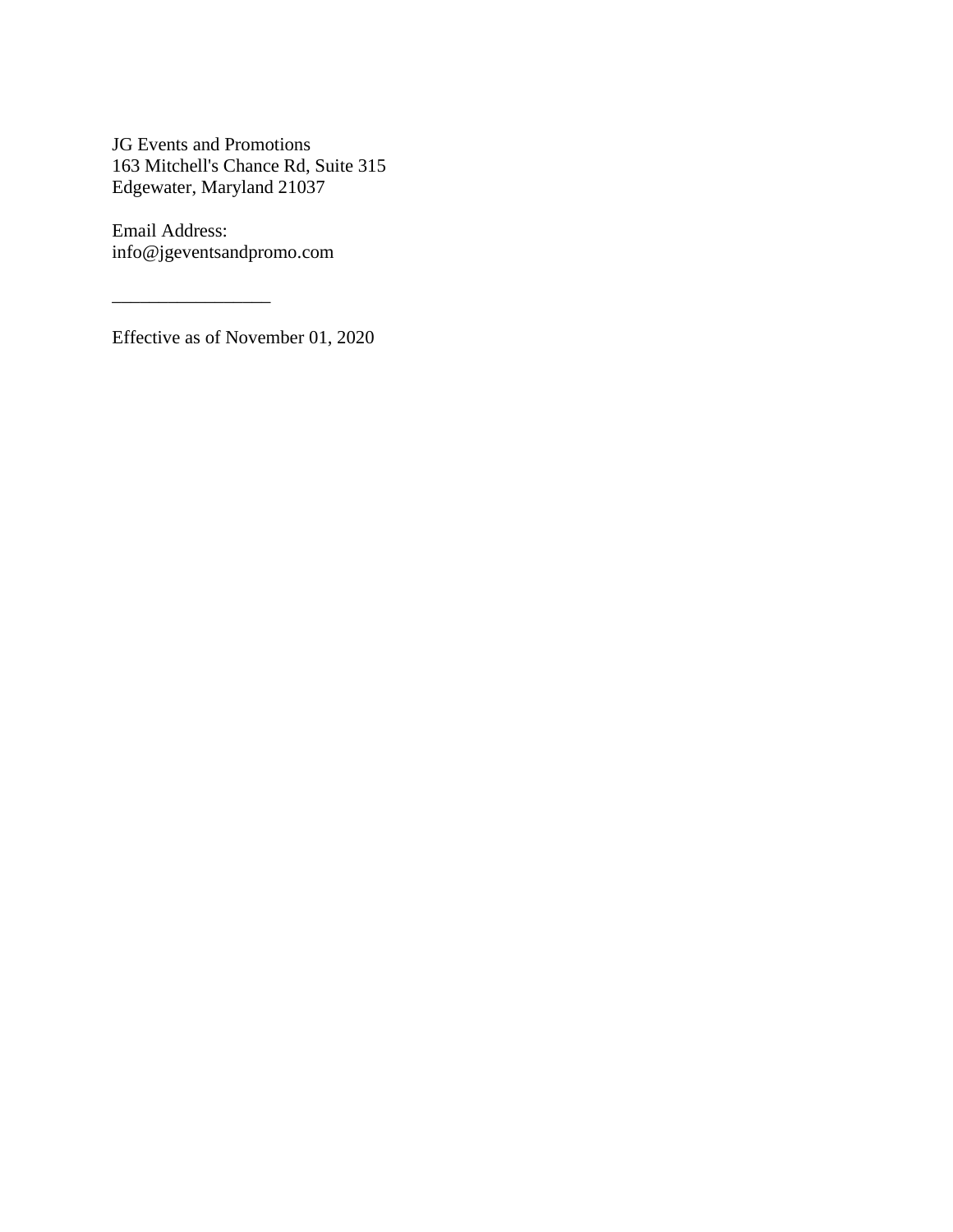JG Events and Promotions
163 Mitchell's Chance Rd, Suite 315
Edgewater, Maryland 21037

Email Address:
info@jgeventsandpromo.com

_________________

Effective as of November 01, 2020